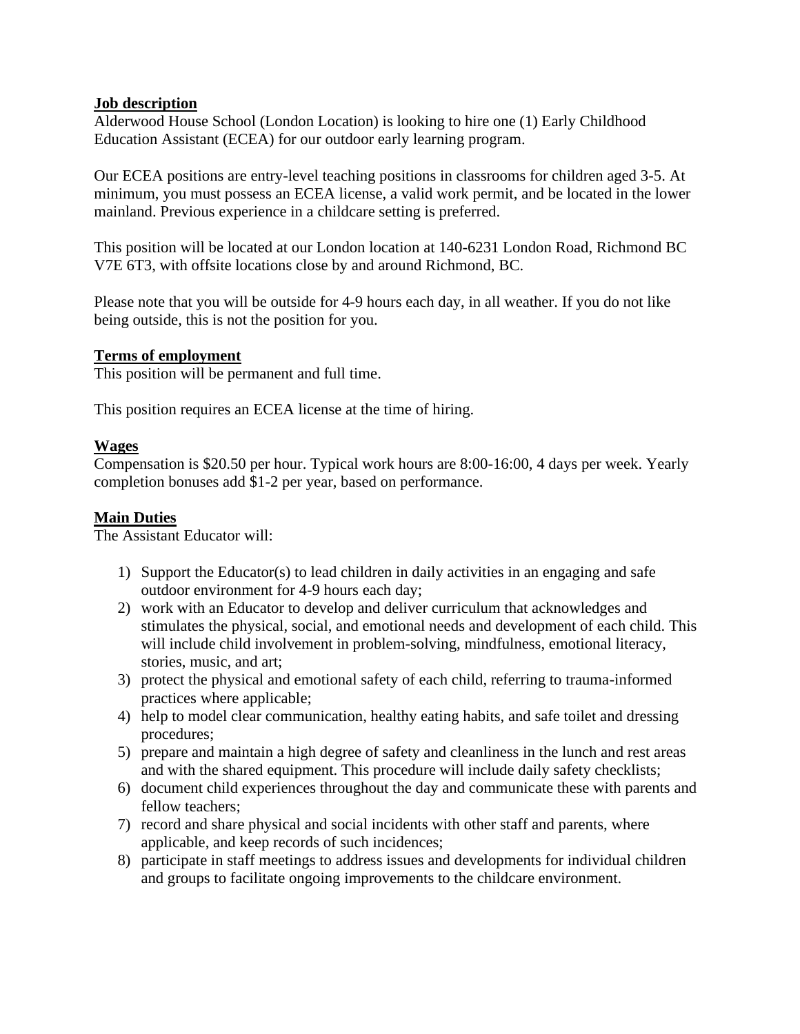**Job description**

Alderwood House School (London Location) is looking to hire one (1) Early Childhood Education Assistant (ECEA) for our outdoor early learning program.

Our ECEA positions are entry-level teaching positions in classrooms for children aged 3-5. At minimum, you must possess an ECEA license, a valid work permit, and be located in the lower mainland. Previous experience in a childcare setting is preferred.

This position will be located at our London location at 140-6231 London Road, Richmond BC V7E 6T3, with offsite locations close by and around Richmond, BC.

Please note that you will be outside for 4-9 hours each day, in all weather. If you do not like being outside, this is not the position for you.

**Terms of employment**

This position will be permanent and full time.

This position requires an ECEA license at the time of hiring.

**Wages**

Compensation is $20.50 per hour. Typical work hours are 8:00-16:00, 4 days per week. Yearly completion bonuses add $1-2 per year, based on performance.

**Main Duties**

The Assistant Educator will:

1) Support the Educator(s) to lead children in daily activities in an engaging and safe outdoor environment for 4-9 hours each day;
2) work with an Educator to develop and deliver curriculum that acknowledges and stimulates the physical, social, and emotional needs and development of each child. This will include child involvement in problem-solving, mindfulness, emotional literacy, stories, music, and art;
3) protect the physical and emotional safety of each child, referring to trauma-informed practices where applicable;
4) help to model clear communication, healthy eating habits, and safe toilet and dressing procedures;
5) prepare and maintain a high degree of safety and cleanliness in the lunch and rest areas and with the shared equipment. This procedure will include daily safety checklists;
6) document child experiences throughout the day and communicate these with parents and fellow teachers;
7) record and share physical and social incidents with other staff and parents, where applicable, and keep records of such incidences;
8) participate in staff meetings to address issues and developments for individual children and groups to facilitate ongoing improvements to the childcare environment.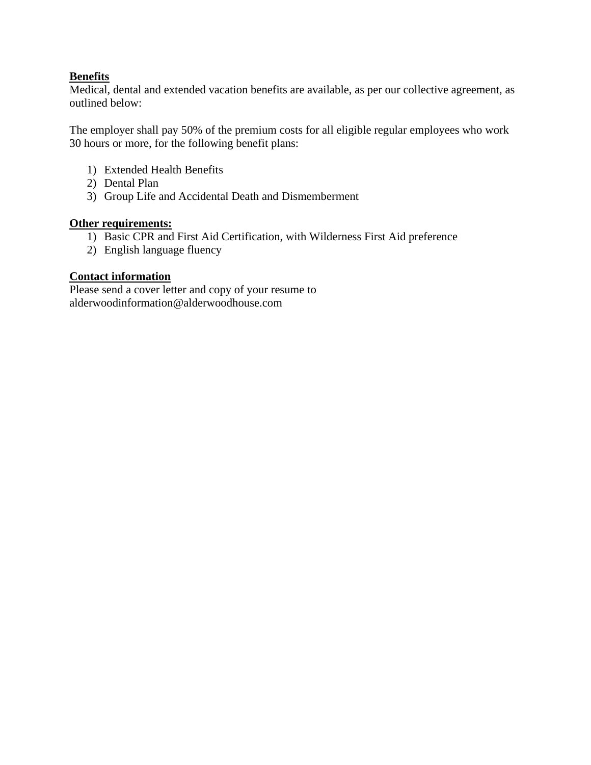**Benefits**

Medical, dental and extended vacation benefits are available, as per our collective agreement, as outlined below:

The employer shall pay 50% of the premium costs for all eligible regular employees who work 30 hours or more, for the following benefit plans:

1) Extended Health Benefits
2) Dental Plan
3) Group Life and Accidental Death and Dismemberment

**Other requirements:**

1) Basic CPR and First Aid Certification, with Wilderness First Aid preference
2) English language fluency

**Contact information**

Please send a cover letter and copy of your resume to alderwoodinformation@alderwoodhouse.com